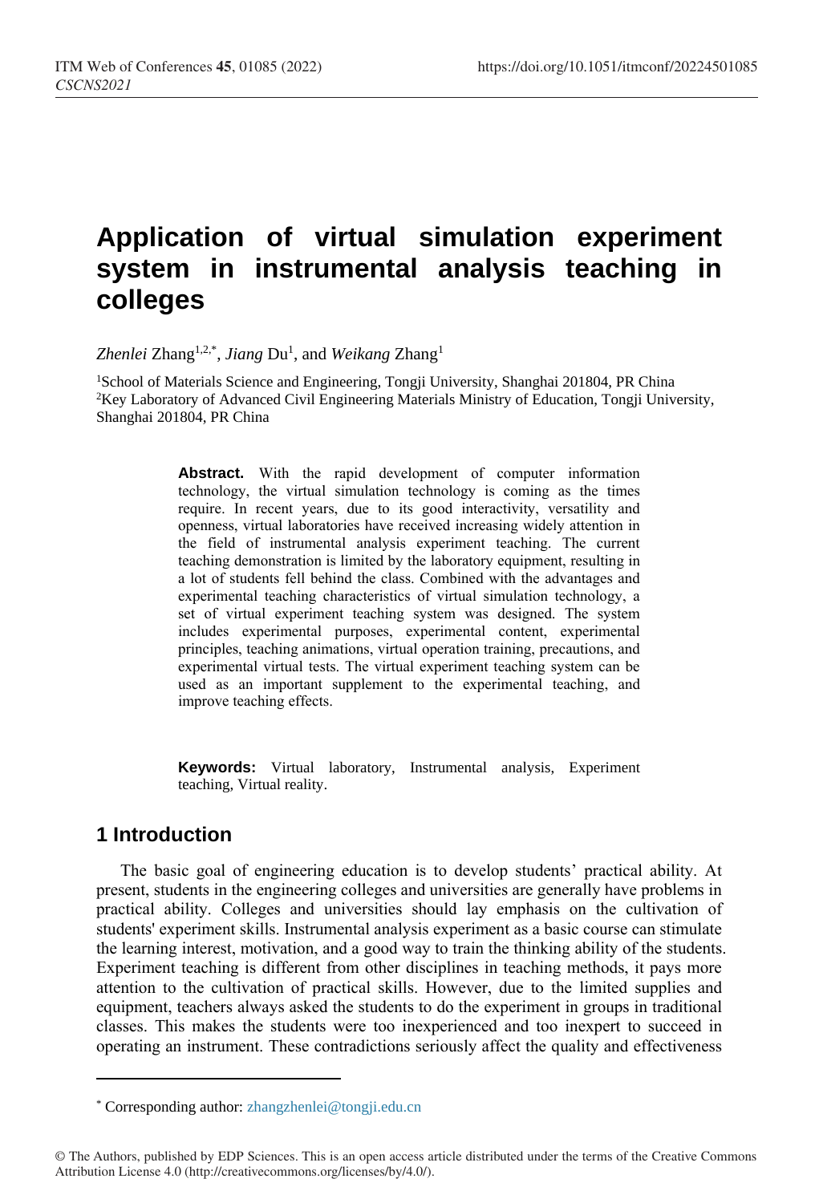# Application of virtual simulation experiment system in instrumental analysis teaching in colleges

*Zhenlei* Zhang[1,2,*], *Jiang* Du[1], and *Weikang* Zhang[1]

[1]School of Materials Science and Engineering, Tongji University, Shanghai 201804, PR China
[2]Key Laboratory of Advanced Civil Engineering Materials Ministry of Education, Tongji University, Shanghai 201804, PR China

**Abstract.** With the rapid development of computer information technology, the virtual simulation technology is coming as the times require. In recent years, due to its good interactivity, versatility and openness, virtual laboratories have received increasing widely attention in the field of instrumental analysis experiment teaching. The current teaching demonstration is limited by the laboratory equipment, resulting in a lot of students fell behind the class. Combined with the advantages and experimental teaching characteristics of virtual simulation technology, a set of virtual experiment teaching system was designed. The system includes experimental purposes, experimental content, experimental principles, teaching animations, virtual operation training, precautions, and experimental virtual tests. The virtual experiment teaching system can be used as an important supplement to the experimental teaching, and improve teaching effects.

**Keywords:** Virtual laboratory, Instrumental analysis, Experiment teaching, Virtual reality.

## 1 Introduction

The basic goal of engineering education is to develop students' practical ability. At present, students in the engineering colleges and universities are generally have problems in practical ability. Colleges and universities should lay emphasis on the cultivation of students' experiment skills. Instrumental analysis experiment as a basic course can stimulate the learning interest, motivation, and a good way to train the thinking ability of the students. Experiment teaching is different from other disciplines in teaching methods, it pays more attention to the cultivation of practical skills. However, due to the limited supplies and equipment, teachers always asked the students to do the experiment in groups in traditional classes. This makes the students were too inexperienced and too inexpert to succeed in operating an instrument. These contradictions seriously affect the quality and effectiveness

[*] Corresponding author: zhangzhenlei@tongji.edu.cn

© The Authors, published by EDP Sciences. This is an open access article distributed under the terms of the Creative Commons Attribution License 4.0 (http://creativecommons.org/licenses/by/4.0/).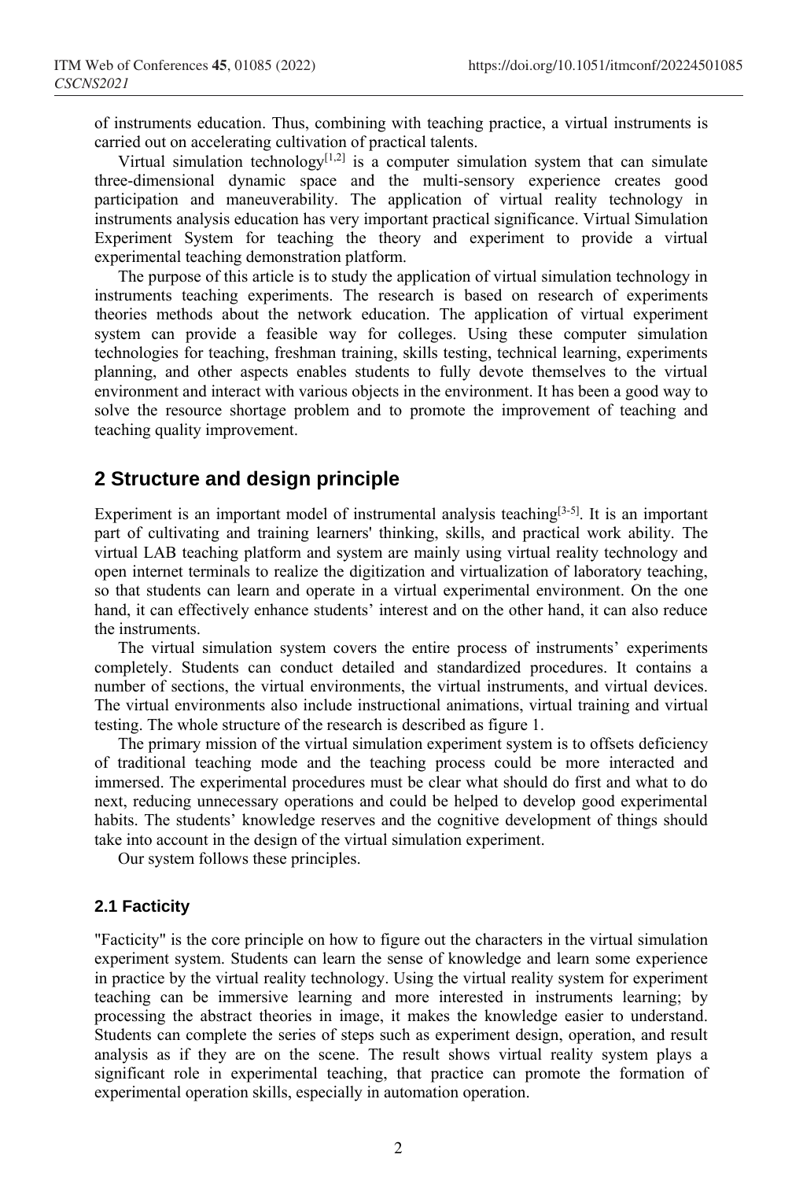of instruments education. Thus, combining with teaching practice, a virtual instruments is carried out on accelerating cultivation of practical talents.

Virtual simulation technology[1,2] is a computer simulation system that can simulate three-dimensional dynamic space and the multi-sensory experience creates good participation and maneuverability. The application of virtual reality technology in instruments analysis education has very important practical significance. Virtual Simulation Experiment System for teaching the theory and experiment to provide a virtual experimental teaching demonstration platform.

The purpose of this article is to study the application of virtual simulation technology in instruments teaching experiments. The research is based on research of experiments theories methods about the network education. The application of virtual experiment system can provide a feasible way for colleges. Using these computer simulation technologies for teaching, freshman training, skills testing, technical learning, experiments planning, and other aspects enables students to fully devote themselves to the virtual environment and interact with various objects in the environment. It has been a good way to solve the resource shortage problem and to promote the improvement of teaching and teaching quality improvement.

## 2 Structure and design principle

Experiment is an important model of instrumental analysis teaching[3-5]. It is an important part of cultivating and training learners' thinking, skills, and practical work ability. The virtual LAB teaching platform and system are mainly using virtual reality technology and open internet terminals to realize the digitization and virtualization of laboratory teaching, so that students can learn and operate in a virtual experimental environment. On the one hand, it can effectively enhance students' interest and on the other hand, it can also reduce the instruments.

The virtual simulation system covers the entire process of instruments' experiments completely. Students can conduct detailed and standardized procedures. It contains a number of sections, the virtual environments, the virtual instruments, and virtual devices. The virtual environments also include instructional animations, virtual training and virtual testing. The whole structure of the research is described as figure 1.

The primary mission of the virtual simulation experiment system is to offsets deficiency of traditional teaching mode and the teaching process could be more interacted and immersed. The experimental procedures must be clear what should do first and what to do next, reducing unnecessary operations and could be helped to develop good experimental habits. The students' knowledge reserves and the cognitive development of things should take into account in the design of the virtual simulation experiment.

Our system follows these principles.

### 2.1 Facticity

"Facticity" is the core principle on how to figure out the characters in the virtual simulation experiment system. Students can learn the sense of knowledge and learn some experience in practice by the virtual reality technology. Using the virtual reality system for experiment teaching can be immersive learning and more interested in instruments learning; by processing the abstract theories in image, it makes the knowledge easier to understand. Students can complete the series of steps such as experiment design, operation, and result analysis as if they are on the scene. The result shows virtual reality system plays a significant role in experimental teaching, that practice can promote the formation of experimental operation skills, especially in automation operation.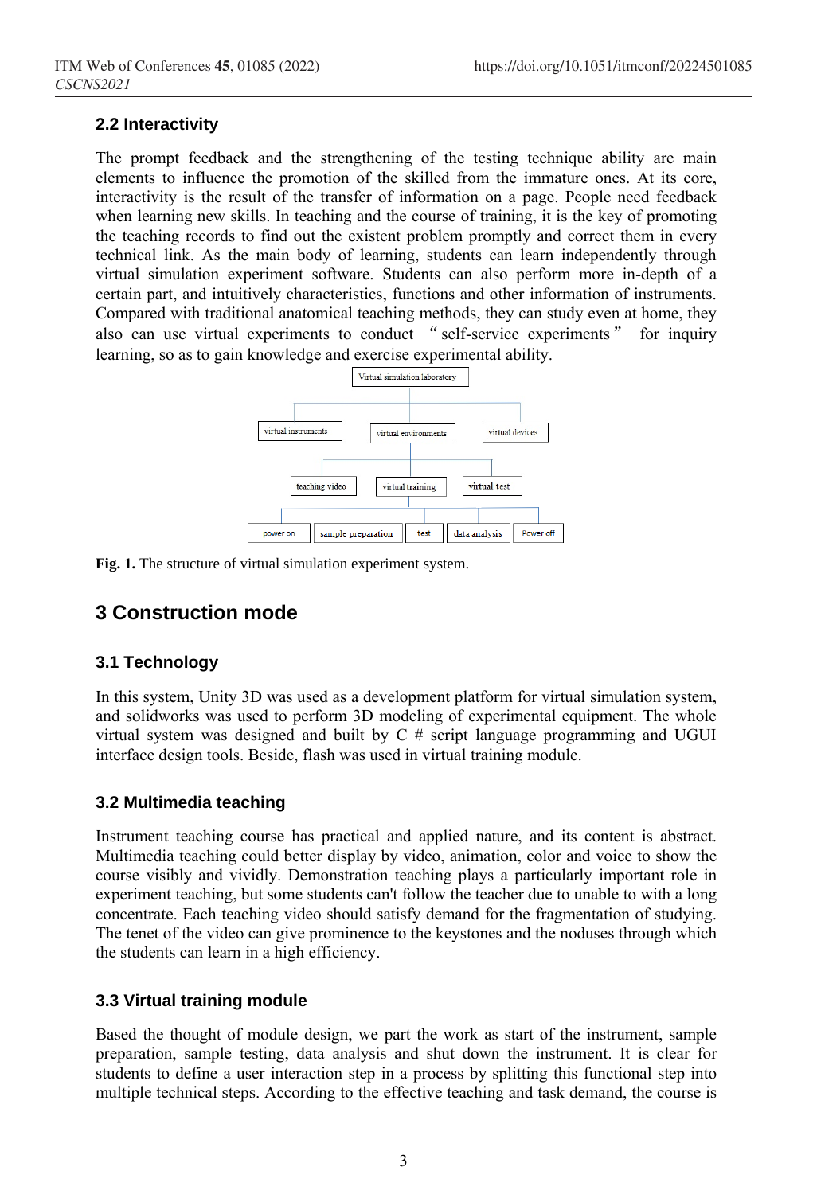### 2.2 Interactivity

The prompt feedback and the strengthening of the testing technique ability are main elements to influence the promotion of the skilled from the immature ones. At its core, interactivity is the result of the transfer of information on a page. People need feedback when learning new skills. In teaching and the course of training, it is the key of promoting the teaching records to find out the existent problem promptly and correct them in every technical link. As the main body of learning, students can learn independently through virtual simulation experiment software. Students can also perform more in-depth of a certain part, and intuitively characteristics, functions and other information of instruments. Compared with traditional anatomical teaching methods, they can study even at home, they also can use virtual experiments to conduct "self-service experiments" for inquiry learning, so as to gain knowledge and exercise experimental ability.

**Fig. 1.** The structure of virtual simulation experiment system.

## 3 Construction mode

### 3.1 Technology

In this system, Unity 3D was used as a development platform for virtual simulation system, and solidworks was used to perform 3D modeling of experimental equipment. The whole virtual system was designed and built by C # script language programming and UGUI interface design tools. Beside, flash was used in virtual training module.

### 3.2 Multimedia teaching

Instrument teaching course has practical and applied nature, and its content is abstract. Multimedia teaching could better display by video, animation, color and voice to show the course visibly and vividly. Demonstration teaching plays a particularly important role in experiment teaching, but some students can't follow the teacher due to unable to with a long concentrate. Each teaching video should satisfy demand for the fragmentation of studying. The tenet of the video can give prominence to the keystones and the noduses through which the students can learn in a high efficiency.

### 3.3 Virtual training module

Based the thought of module design, we part the work as start of the instrument, sample preparation, sample testing, data analysis and shut down the instrument. It is clear for students to define a user interaction step in a process by splitting this functional step into multiple technical steps. According to the effective teaching and task demand, the course is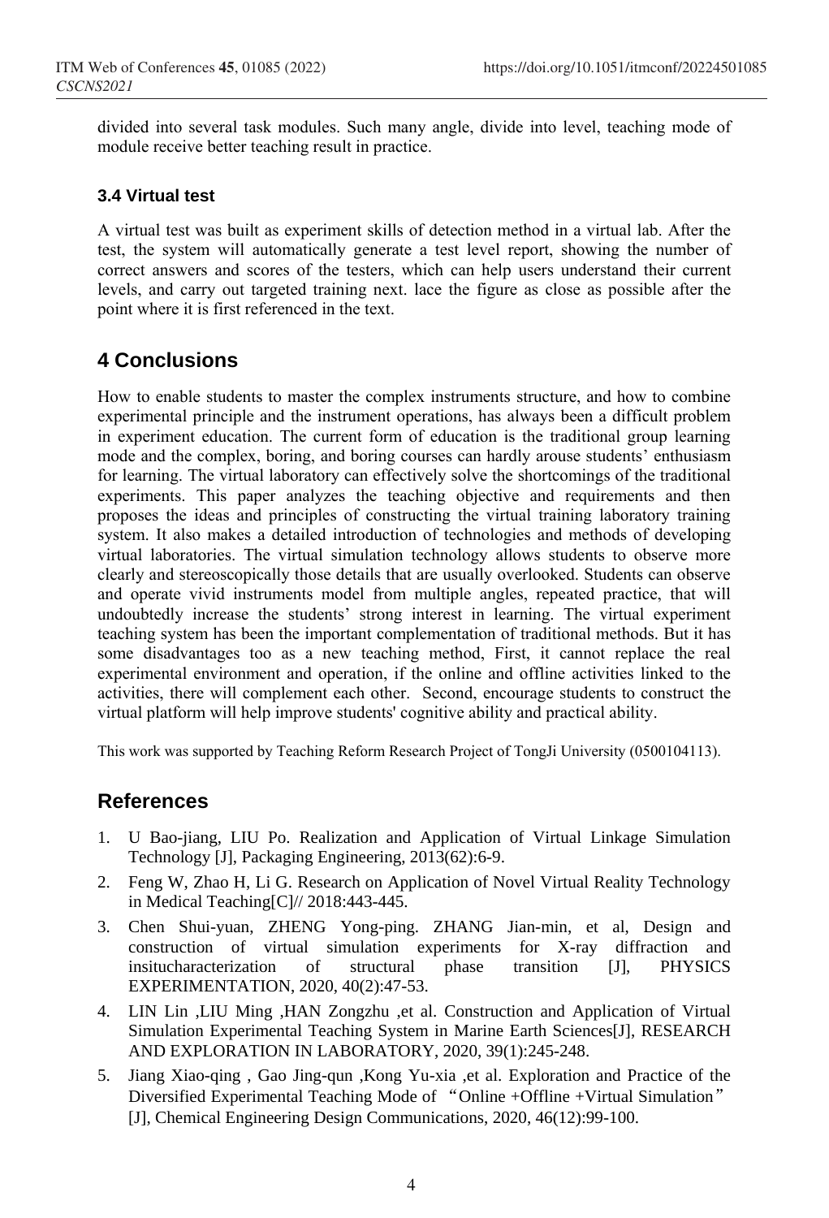divided into several task modules. Such many angle, divide into level, teaching mode of module receive better teaching result in practice.

### 3.4 Virtual test

A virtual test was built as experiment skills of detection method in a virtual lab. After the test, the system will automatically generate a test level report, showing the number of correct answers and scores of the testers, which can help users understand their current levels, and carry out targeted training next. lace the figure as close as possible after the point where it is first referenced in the text.

## 4 Conclusions

How to enable students to master the complex instruments structure, and how to combine experimental principle and the instrument operations, has always been a difficult problem in experiment education. The current form of education is the traditional group learning mode and the complex, boring, and boring courses can hardly arouse students' enthusiasm for learning. The virtual laboratory can effectively solve the shortcomings of the traditional experiments. This paper analyzes the teaching objective and requirements and then proposes the ideas and principles of constructing the virtual training laboratory training system. It also makes a detailed introduction of technologies and methods of developing virtual laboratories. The virtual simulation technology allows students to observe more clearly and stereoscopically those details that are usually overlooked. Students can observe and operate vivid instruments model from multiple angles, repeated practice, that will undoubtedly increase the students' strong interest in learning. The virtual experiment teaching system has been the important complementation of traditional methods. But it has some disadvantages too as a new teaching method, First, it cannot replace the real experimental environment and operation, if the online and offline activities linked to the activities, there will complement each other. Second, encourage students to construct the virtual platform will help improve students' cognitive ability and practical ability.

This work was supported by Teaching Reform Research Project of TongJi University (0500104113).

## References

1. U Bao-jiang, LIU Po. Realization and Application of Virtual Linkage Simulation Technology [J], Packaging Engineering, 2013(62):6-9.
2. Feng W, Zhao H, Li G. Research on Application of Novel Virtual Reality Technology in Medical Teaching[C]// 2018:443-445.
3. Chen Shui-yuan, ZHENG Yong-ping. ZHANG Jian-min, et al, Design and construction of virtual simulation experiments for X-ray diffraction and insitucharacterization of structural phase transition [J], PHYSICS EXPERIMENTATION, 2020, 40(2):47-53.
4. LIN Lin ,LIU Ming ,HAN Zongzhu ,et al. Construction and Application of Virtual Simulation Experimental Teaching System in Marine Earth Sciences[J], RESEARCH AND EXPLORATION IN LABORATORY, 2020, 39(1):245-248.
5. Jiang Xiao-qing , Gao Jing-qun ,Kong Yu-xia ,et al. Exploration and Practice of the Diversified Experimental Teaching Mode of "Online +Offline +Virtual Simulation" [J], Chemical Engineering Design Communications, 2020, 46(12):99-100.